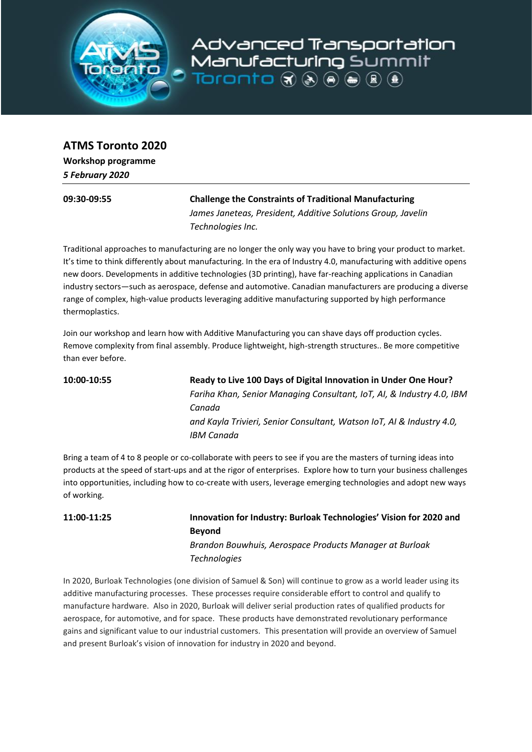# ATMS Toronto 2020

**Workshop programme**

***5 February 2020***

---

**09:30-09:55**

**Challenge the Constraints of Traditional Manufacturing**

*James Janeteas, President, Additive Solutions Group, Javelin Technologies Inc.*

Traditional approaches to manufacturing are no longer the only way you have to bring your product to market. It's time to think differently about manufacturing. In the era of Industry 4.0, manufacturing with additive opens new doors. Developments in additive technologies (3D printing), have far-reaching applications in Canadian industry sectors—such as aerospace, defense and automotive. Canadian manufacturers are producing a diverse range of complex, high-value products leveraging additive manufacturing supported by high performance thermoplastics.

Join our workshop and learn how with Additive Manufacturing you can shave days off production cycles. Remove complexity from final assembly. Produce lightweight, high-strength structures.. Be more competitive than ever before.

**10:00-10:55**

**Ready to Live 100 Days of Digital Innovation in Under One Hour?**

*Fariha Khan, Senior Managing Consultant, IoT, AI, & Industry 4.0, IBM Canada*

*and Kayla Trivieri, Senior Consultant, Watson IoT, AI & Industry 4.0, IBM Canada*

Bring a team of 4 to 8 people or co-collaborate with peers to see if you are the masters of turning ideas into products at the speed of start-ups and at the rigor of enterprises. Explore how to turn your business challenges into opportunities, including how to co-create with users, leverage emerging technologies and adopt new ways of working.

**11:00-11:25**

**Innovation for Industry: Burloak Technologies' Vision for 2020 and Beyond**

*Brandon Bouwhuis, Aerospace Products Manager at Burloak Technologies*

In 2020, Burloak Technologies (one division of Samuel & Son) will continue to grow as a world leader using its additive manufacturing processes. These processes require considerable effort to control and qualify to manufacture hardware. Also in 2020, Burloak will deliver serial production rates of qualified products for aerospace, for automotive, and for space. These products have demonstrated revolutionary performance gains and significant value to our industrial customers. This presentation will provide an overview of Samuel and present Burloak's vision of innovation for industry in 2020 and beyond.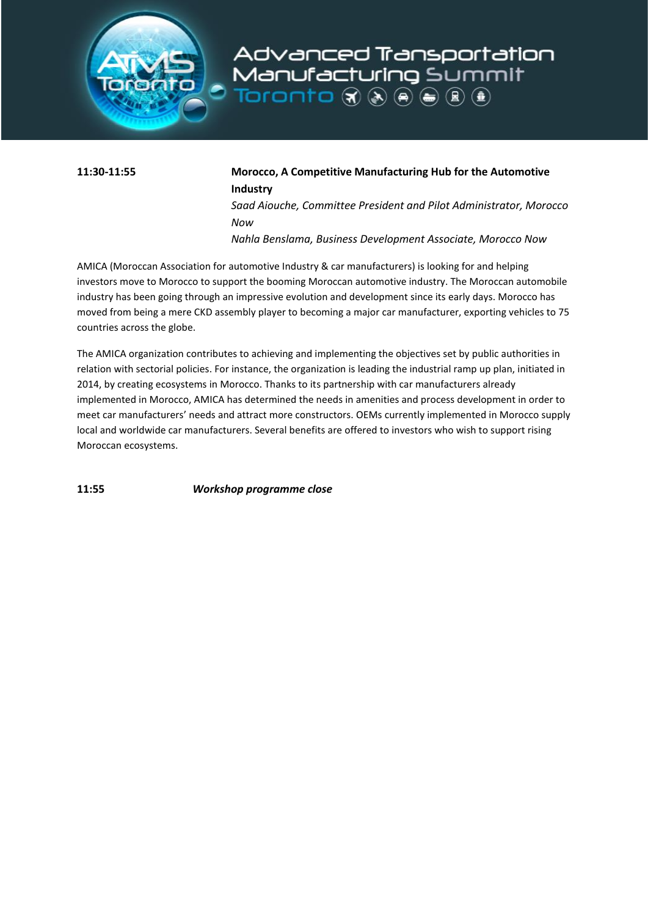**11:30-11:55** **Morocco, A Competitive Manufacturing Hub for the Automotive Industry**

*Saad Aiouche, Committee President and Pilot Administrator, Morocco Now*

*Nahla Benslama, Business Development Associate, Morocco Now*

AMICA (Moroccan Association for automotive Industry & car manufacturers) is looking for and helping investors move to Morocco to support the booming Moroccan automotive industry. The Moroccan automobile industry has been going through an impressive evolution and development since its early days. Morocco has moved from being a mere CKD assembly player to becoming a major car manufacturer, exporting vehicles to 75 countries across the globe.

The AMICA organization contributes to achieving and implementing the objectives set by public authorities in relation with sectorial policies. For instance, the organization is leading the industrial ramp up plan, initiated in 2014, by creating ecosystems in Morocco. Thanks to its partnership with car manufacturers already implemented in Morocco, AMICA has determined the needs in amenities and process development in order to meet car manufacturers' needs and attract more constructors. OEMs currently implemented in Morocco supply local and worldwide car manufacturers. Several benefits are offered to investors who wish to support rising Moroccan ecosystems.

**11:55** ***Workshop programme close***